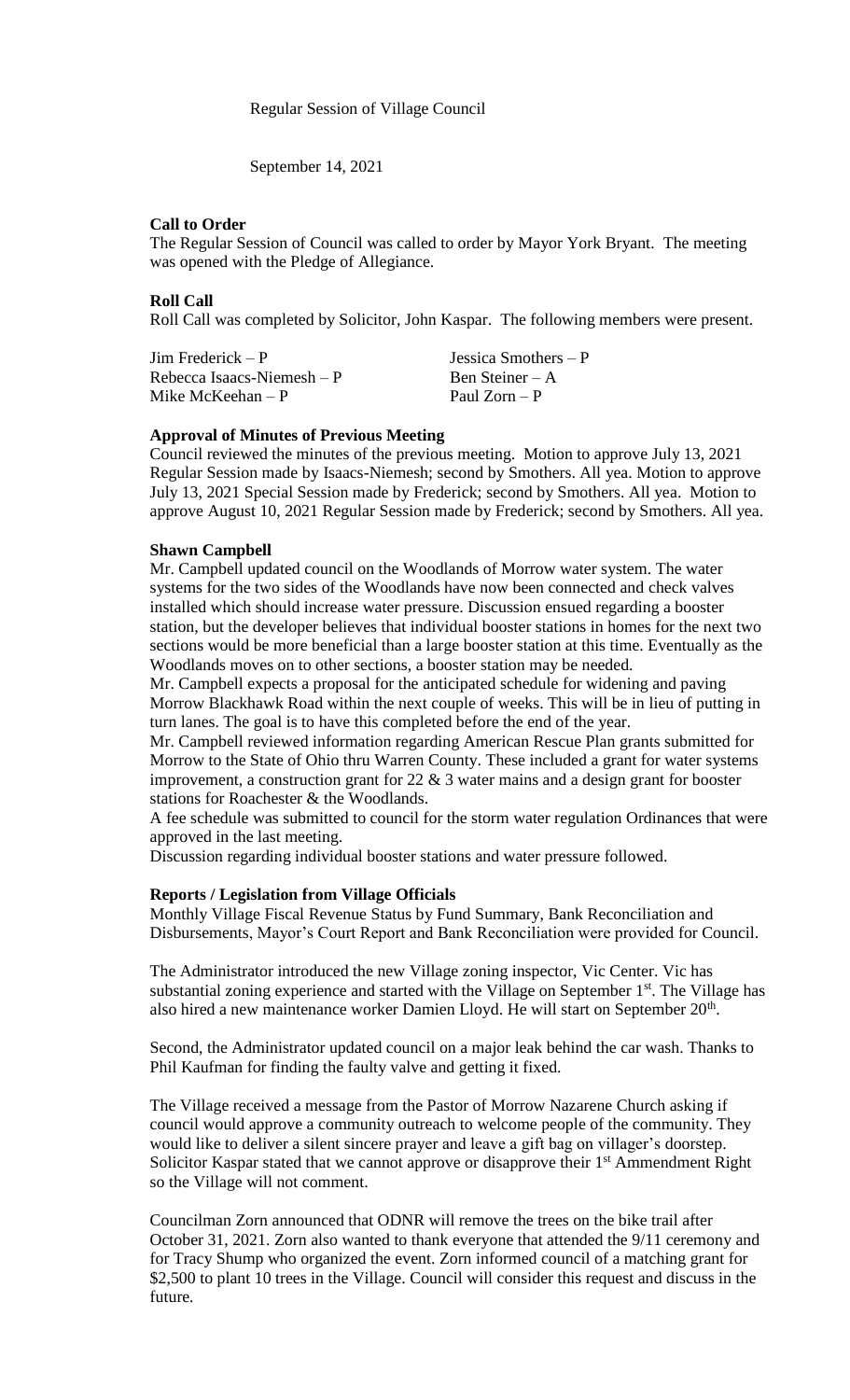Regular Session of Village Council

September 14, 2021

**Call to Order**

The Regular Session of Council was called to order by Mayor York Bryant. The meeting was opened with the Pledge of Allegiance.

**Roll Call**

Roll Call was completed by Solicitor, John Kaspar. The following members were present.

| | |
|---|---|
| Jim Frederick – P | Jessica Smothers – P |
| Rebecca Isaacs-Niemesh – P | Ben Steiner – A |
| Mike McKeehan – P | Paul Zorn – P |

**Approval of Minutes of Previous Meeting**

Council reviewed the minutes of the previous meeting. Motion to approve July 13, 2021 Regular Session made by Isaacs-Niemesh; second by Smothers. All yea. Motion to approve July 13, 2021 Special Session made by Frederick; second by Smothers. All yea. Motion to approve August 10, 2021 Regular Session made by Frederick; second by Smothers. All yea.

**Shawn Campbell**

Mr. Campbell updated council on the Woodlands of Morrow water system. The water systems for the two sides of the Woodlands have now been connected and check valves installed which should increase water pressure. Discussion ensued regarding a booster station, but the developer believes that individual booster stations in homes for the next two sections would be more beneficial than a large booster station at this time. Eventually as the Woodlands moves on to other sections, a booster station may be needed.

Mr. Campbell expects a proposal for the anticipated schedule for widening and paving Morrow Blackhawk Road within the next couple of weeks. This will be in lieu of putting in turn lanes. The goal is to have this completed before the end of the year.

Mr. Campbell reviewed information regarding American Rescue Plan grants submitted for Morrow to the State of Ohio thru Warren County. These included a grant for water systems improvement, a construction grant for 22 & 3 water mains and a design grant for booster stations for Roachester & the Woodlands.

A fee schedule was submitted to council for the storm water regulation Ordinances that were approved in the last meeting.

Discussion regarding individual booster stations and water pressure followed.

**Reports / Legislation from Village Officials**

Monthly Village Fiscal Revenue Status by Fund Summary, Bank Reconciliation and Disbursements, Mayor's Court Report and Bank Reconciliation were provided for Council.

The Administrator introduced the new Village zoning inspector, Vic Center. Vic has substantial zoning experience and started with the Village on September 1st. The Village has also hired a new maintenance worker Damien Lloyd. He will start on September 20th.

Second, the Administrator updated council on a major leak behind the car wash. Thanks to Phil Kaufman for finding the faulty valve and getting it fixed.

The Village received a message from the Pastor of Morrow Nazarene Church asking if council would approve a community outreach to welcome people of the community. They would like to deliver a silent sincere prayer and leave a gift bag on villager's doorstep. Solicitor Kaspar stated that we cannot approve or disapprove their 1st Ammendment Right so the Village will not comment.

Councilman Zorn announced that ODNR will remove the trees on the bike trail after October 31, 2021. Zorn also wanted to thank everyone that attended the 9/11 ceremony and for Tracy Shump who organized the event. Zorn informed council of a matching grant for $2,500 to plant 10 trees in the Village. Council will consider this request and discuss in the future.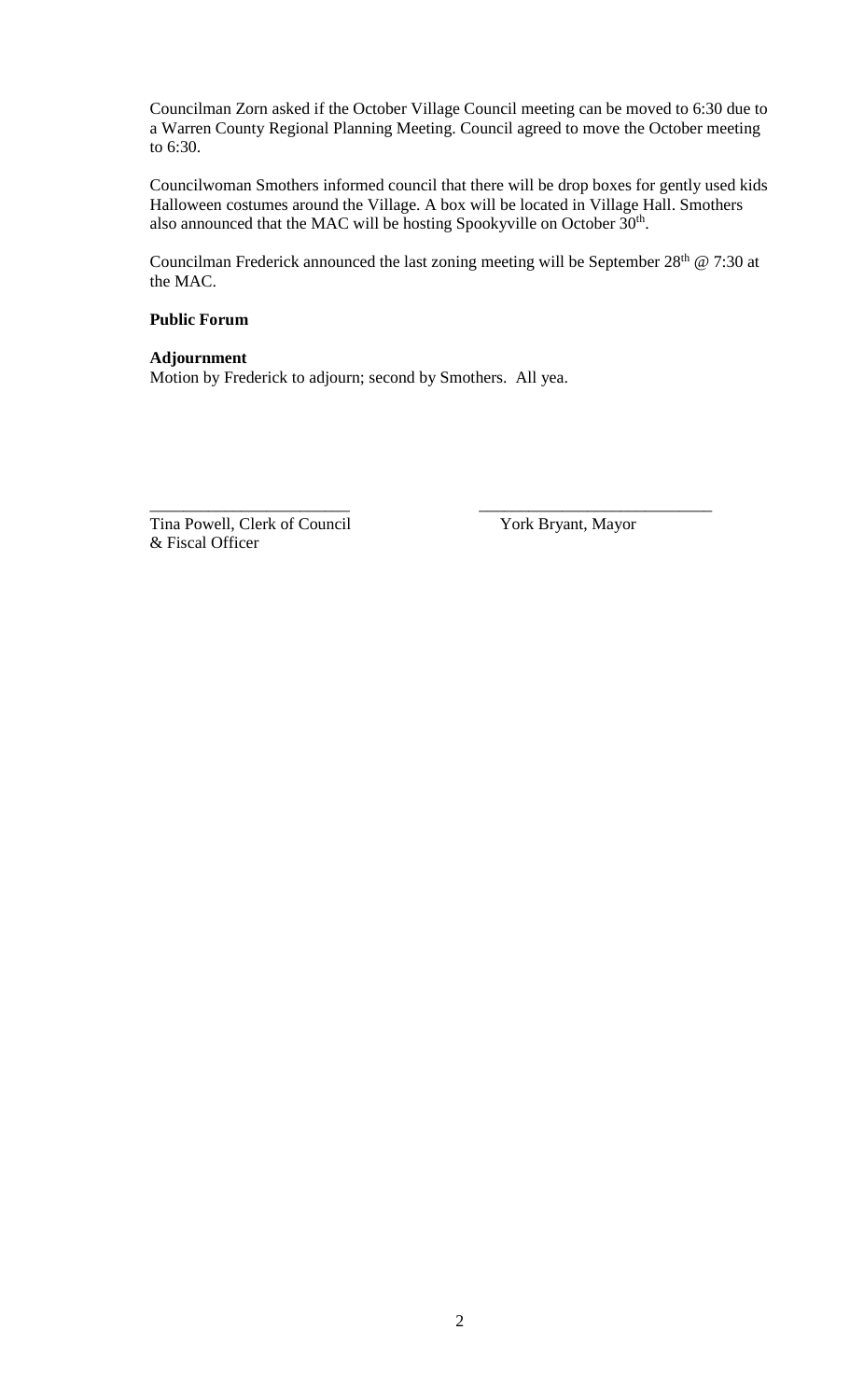Councilman Zorn asked if the October Village Council meeting can be moved to 6:30 due to a Warren County Regional Planning Meeting. Council agreed to move the October meeting to 6:30.

Councilwoman Smothers informed council that there will be drop boxes for gently used kids Halloween costumes around the Village. A box will be located in Village Hall. Smothers also announced that the MAC will be hosting Spookyville on October 30th.

Councilman Frederick announced the last zoning meeting will be September 28th @ 7:30 at the MAC.

**Public Forum**

**Adjournment**
Motion by Frederick to adjourn; second by Smothers. All yea.

\_\_\_\_\_\_\_\_\_\_\_\_\_\_\_\_\_\_\_\_\_\_\_\_\_
Tina Powell, Clerk of Council
& Fiscal Officer

\_\_\_\_\_\_\_\_\_\_\_\_\_\_\_\_\_\_\_\_\_\_\_\_\_\_\_\_\_
York Bryant, Mayor